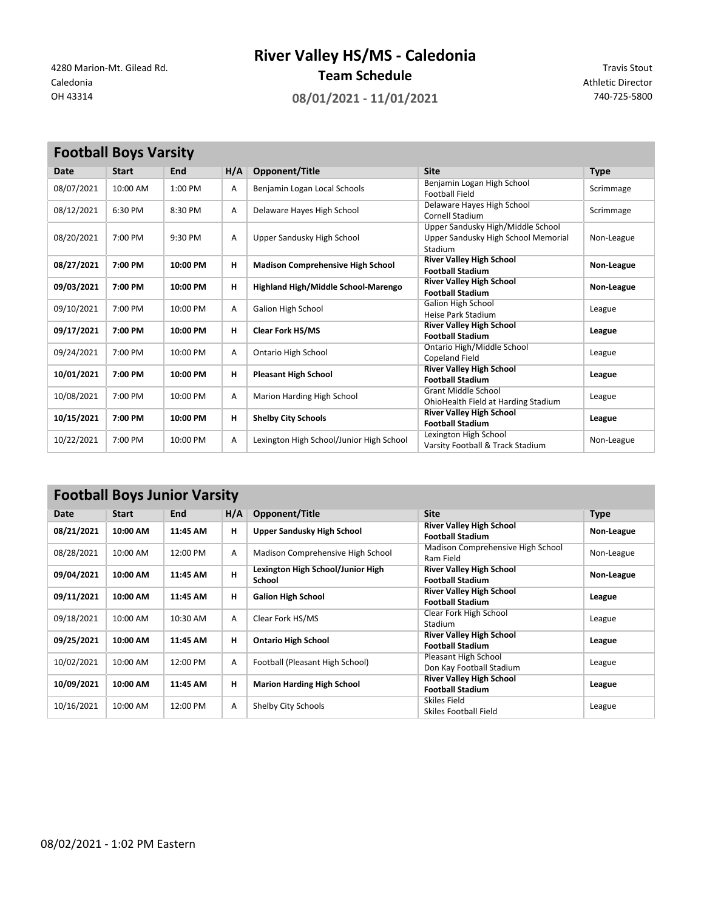4280 Marion-Mt. Gilead Rd.
Caledonia
OH 43314

# River Valley HS/MS - Caledonia

## Team Schedule

### 08/01/2021 - 11/01/2021

Travis Stout
Athletic Director
740-725-5800

## Football Boys Varsity

| Date | Start | End | H/A | Opponent/Title | Site | Type |
|---|---|---|---|---|---|---|
| 08/07/2021 | 10:00 AM | 1:00 PM | A | Benjamin Logan Local Schools | Benjamin Logan High School Football Field | Scrimmage |
| 08/12/2021 | 6:30 PM | 8:30 PM | A | Delaware Hayes High School | Delaware Hayes High School Cornell Stadium | Scrimmage |
| 08/20/2021 | 7:00 PM | 9:30 PM | A | Upper Sandusky High School | Upper Sandusky High/Middle School Upper Sandusky High School Memorial Stadium | Non-League |
| **08/27/2021** | **7:00 PM** | **10:00 PM** | **H** | **Madison Comprehensive High School** | **River Valley High School Football Stadium** | **Non-League** |
| **09/03/2021** | **7:00 PM** | **10:00 PM** | **H** | **Highland High/Middle School-Marengo** | **River Valley High School Football Stadium** | **Non-League** |
| 09/10/2021 | 7:00 PM | 10:00 PM | A | Galion High School | Galion High School Heise Park Stadium | League |
| **09/17/2021** | **7:00 PM** | **10:00 PM** | **H** | **Clear Fork HS/MS** | **River Valley High School Football Stadium** | **League** |
| 09/24/2021 | 7:00 PM | 10:00 PM | A | Ontario High School | Ontario High/Middle School Copeland Field | League |
| **10/01/2021** | **7:00 PM** | **10:00 PM** | **H** | **Pleasant High School** | **River Valley High School Football Stadium** | **League** |
| 10/08/2021 | 7:00 PM | 10:00 PM | A | Marion Harding High School | Grant Middle School OhioHealth Field at Harding Stadium | League |
| **10/15/2021** | **7:00 PM** | **10:00 PM** | **H** | **Shelby City Schools** | **River Valley High School Football Stadium** | **League** |
| 10/22/2021 | 7:00 PM | 10:00 PM | A | Lexington High School/Junior High School | Lexington High School Varsity Football & Track Stadium | Non-League |

## Football Boys Junior Varsity

| Date | Start | End | H/A | Opponent/Title | Site | Type |
|---|---|---|---|---|---|---|
| **08/21/2021** | **10:00 AM** | **11:45 AM** | **H** | **Upper Sandusky High School** | **River Valley High School Football Stadium** | **Non-League** |
| 08/28/2021 | 10:00 AM | 12:00 PM | A | Madison Comprehensive High School | Madison Comprehensive High School Ram Field | Non-League |
| **09/04/2021** | **10:00 AM** | **11:45 AM** | **H** | **Lexington High School/Junior High School** | **River Valley High School Football Stadium** | **Non-League** |
| **09/11/2021** | **10:00 AM** | **11:45 AM** | **H** | **Galion High School** | **River Valley High School Football Stadium** | **League** |
| 09/18/2021 | 10:00 AM | 10:30 AM | A | Clear Fork HS/MS | Clear Fork High School Stadium | League |
| **09/25/2021** | **10:00 AM** | **11:45 AM** | **H** | **Ontario High School** | **River Valley High School Football Stadium** | **League** |
| 10/02/2021 | 10:00 AM | 12:00 PM | A | Football (Pleasant High School) | Pleasant High School Don Kay Football Stadium | League |
| **10/09/2021** | **10:00 AM** | **11:45 AM** | **H** | **Marion Harding High School** | **River Valley High School Football Stadium** | **League** |
| 10/16/2021 | 10:00 AM | 12:00 PM | A | Shelby City Schools | Skiles Field Skiles Football Field | League |

08/02/2021 - 1:02 PM Eastern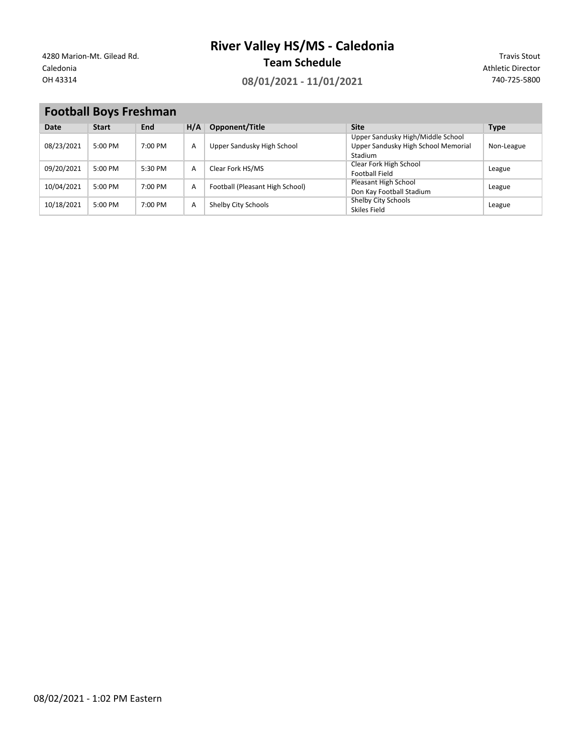4280 Marion-Mt. Gilead Rd.
Caledonia
OH 43314

# River Valley HS/MS - Caledonia

## Team Schedule

### 08/01/2021 - 11/01/2021

Travis Stout
Athletic Director
740-725-5800

## Football Boys Freshman

| Date | Start | End | H/A | Opponent/Title | Site | Type |
|---|---|---|---|---|---|---|
| 08/23/2021 | 5:00 PM | 7:00 PM | A | Upper Sandusky High School | Upper Sandusky High/Middle School Upper Sandusky High School Memorial Stadium | Non-League |
| 09/20/2021 | 5:00 PM | 5:30 PM | A | Clear Fork HS/MS | Clear Fork High School Football Field | League |
| 10/04/2021 | 5:00 PM | 7:00 PM | A | Football (Pleasant High School) | Pleasant High School Don Kay Football Stadium | League |
| 10/18/2021 | 5:00 PM | 7:00 PM | A | Shelby City Schools | Shelby City Schools Skiles Field | League |

08/02/2021 - 1:02 PM Eastern